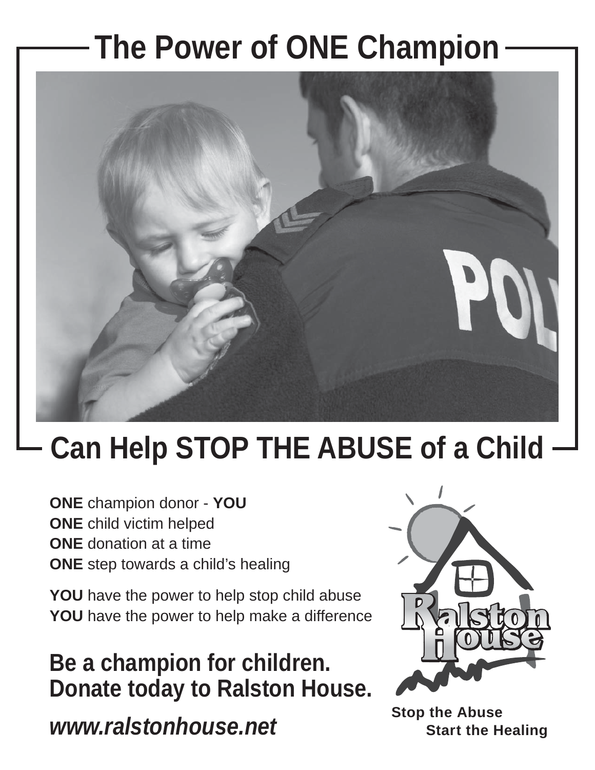# The Power of ONE Champion

# Can Help STOP THE ABUSE of a Child

**ONE** champion donor - **YOU**
**ONE** child victim helped
**ONE** donation at a time
**ONE** step towards a child's healing

**YOU** have the power to help stop child abuse
**YOU** have the power to help make a difference

## Be a champion for children.
## Donate today to Ralston House.

***www.ralstonhouse.net***

Ralston House

**Stop the Abuse**
**Start the Healing**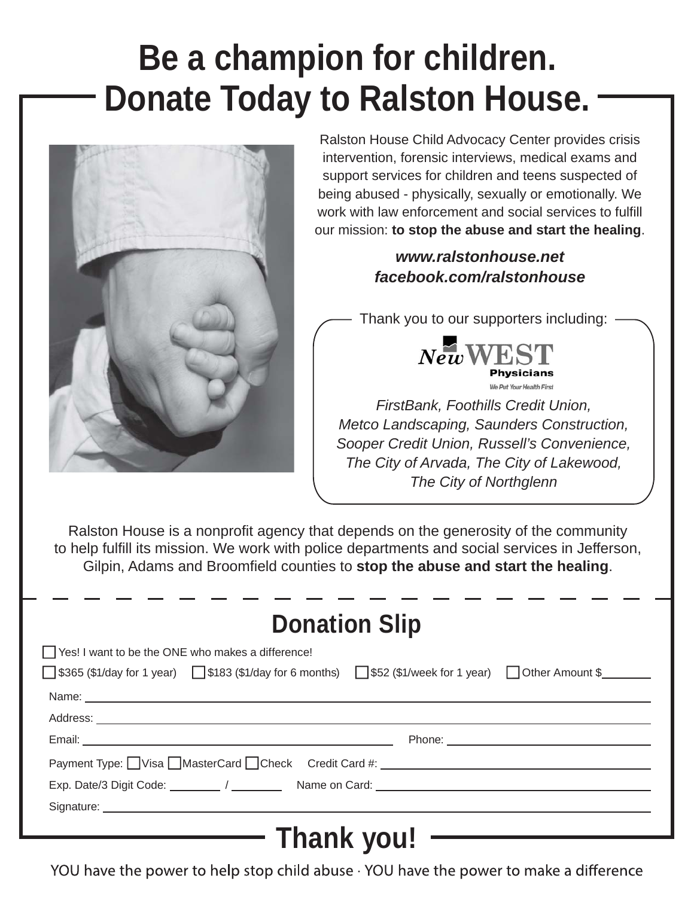# Be a champion for children.
# Donate Today to Ralston House.

Ralston House Child Advocacy Center provides crisis intervention, forensic interviews, medical exams and support services for children and teens suspected of being abused - physically, sexually or emotionally. We work with law enforcement and social services to fulfill our mission: **to stop the abuse and start the healing**.

***www.ralstonhouse.net***
***facebook.com/ralstonhouse***

Thank you to our supporters including:

New WEST Physicians
We Put Your Health First

*FirstBank, Foothills Credit Union, Metco Landscaping, Saunders Construction, Sooper Credit Union, Russell's Convenience, The City of Arvada, The City of Lakewood, The City of Northglenn*

Ralston House is a nonprofit agency that depends on the generosity of the community to help fulfill its mission. We work with police departments and social services in Jefferson, Gilpin, Adams and Broomfield counties to **stop the abuse and start the healing**.

## Donation Slip

☐ Yes! I want to be the ONE who makes a difference!

☐ $365 ($1/day for 1 year) ☐ $183 ($1/day for 6 months) ☐ $52 ($1/week for 1 year) ☐ Other Amount $________

Name: ________________________________

Address: ________________________________

Email: ____________________ Phone: ____________________

Payment Type: ☐ Visa ☐ MasterCard ☐ Check Credit Card #: ____________________

Exp. Date/3 Digit Code: ________ / ________ Name on Card: ____________________

Signature: ________________________________

## Thank you!

YOU have the power to help stop child abuse · YOU have the power to make a difference